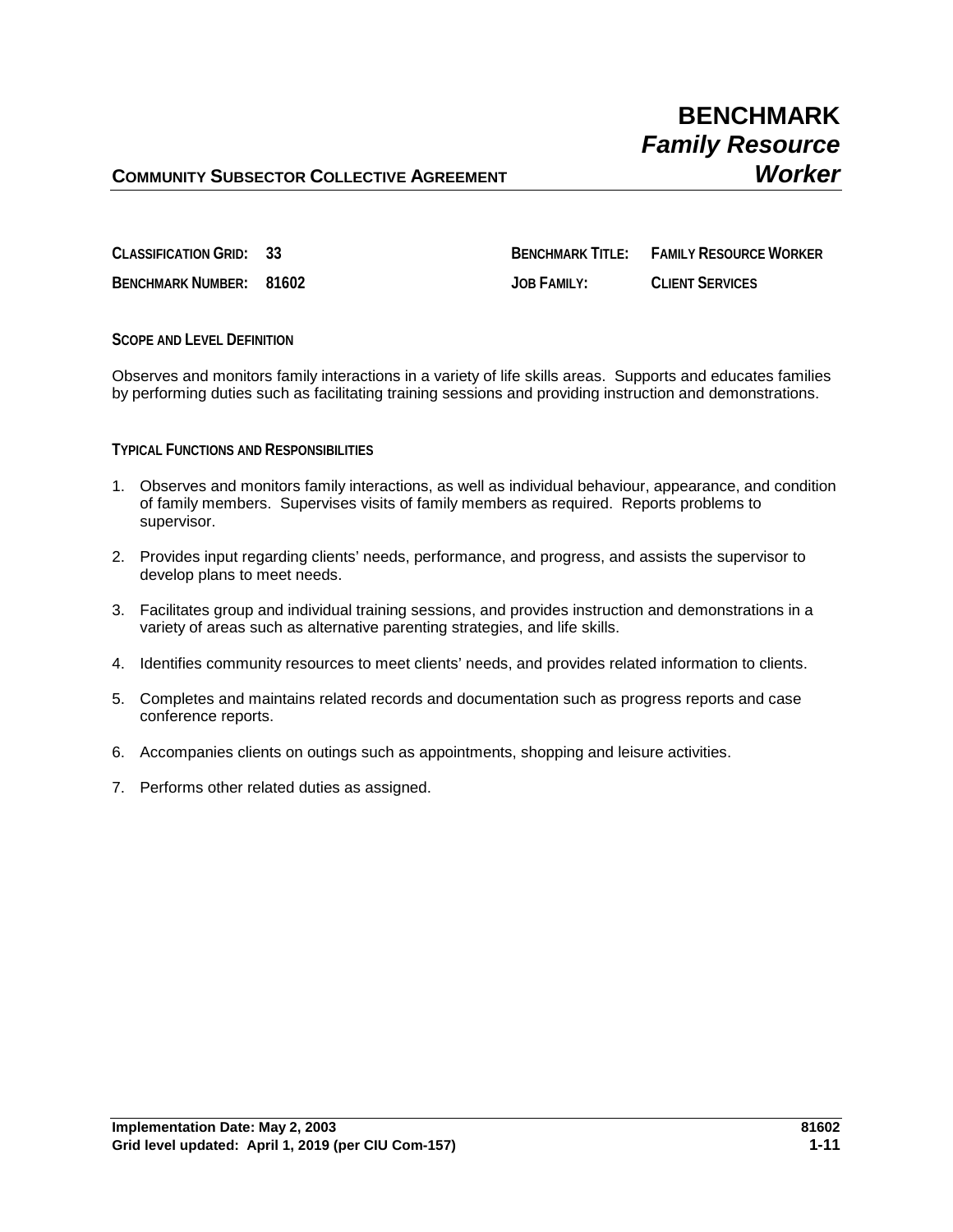# BENCHMARK
## *Family Resource Worker*

**COMMUNITY SUBSECTOR COLLECTIVE AGREEMENT**

| | | | |
|---|---|---|---|
| **CLASSIFICATION GRID:** | **33** | **BENCHMARK TITLE:** | **FAMILY RESOURCE WORKER** |
| **BENCHMARK NUMBER:** | **81602** | **JOB FAMILY:** | **CLIENT SERVICES** |

### SCOPE AND LEVEL DEFINITION

Observes and monitors family interactions in a variety of life skills areas. Supports and educates families by performing duties such as facilitating training sessions and providing instruction and demonstrations.

### TYPICAL FUNCTIONS AND RESPONSIBILITIES

1. Observes and monitors family interactions, as well as individual behaviour, appearance, and condition of family members. Supervises visits of family members as required. Reports problems to supervisor.

2. Provides input regarding clients' needs, performance, and progress, and assists the supervisor to develop plans to meet needs.

3. Facilitates group and individual training sessions, and provides instruction and demonstrations in a variety of areas such as alternative parenting strategies, and life skills.

4. Identifies community resources to meet clients' needs, and provides related information to clients.

5. Completes and maintains related records and documentation such as progress reports and case conference reports.

6. Accompanies clients on outings such as appointments, shopping and leisure activities.

7. Performs other related duties as assigned.

**Implementation Date: May 2, 2003**
**Grid level updated: April 1, 2019 (per CIU Com-157)**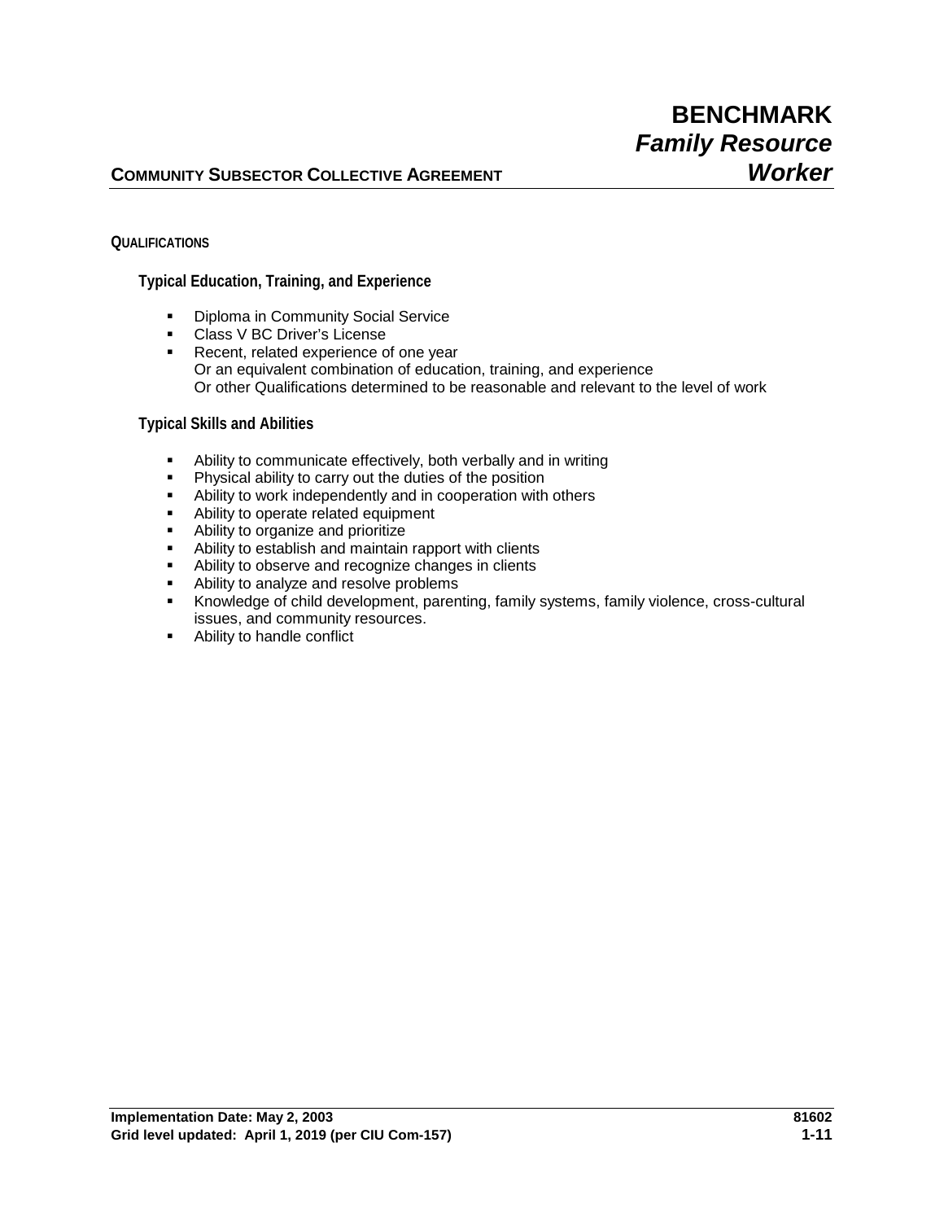## Qualifications

### Typical Education, Training, and Experience

- Diploma in Community Social Service
- Class V BC Driver's License
- Recent, related experience of one year
  Or an equivalent combination of education, training, and experience
  Or other Qualifications determined to be reasonable and relevant to the level of work

### Typical Skills and Abilities

- Ability to communicate effectively, both verbally and in writing
- Physical ability to carry out the duties of the position
- Ability to work independently and in cooperation with others
- Ability to operate related equipment
- Ability to organize and prioritize
- Ability to establish and maintain rapport with clients
- Ability to observe and recognize changes in clients
- Ability to analyze and resolve problems
- Knowledge of child development, parenting, family systems, family violence, cross-cultural issues, and community resources.
- Ability to handle conflict